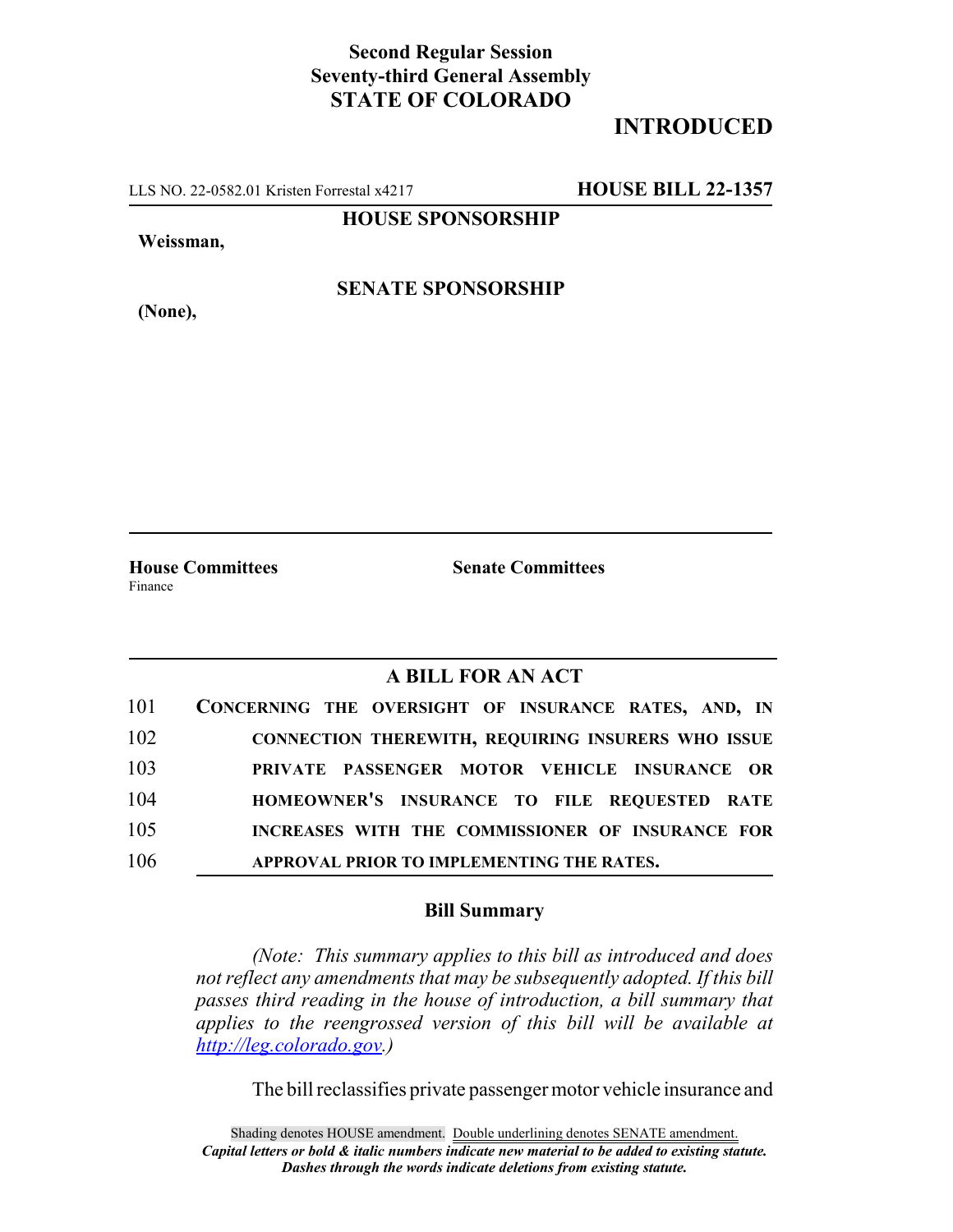**Second Regular Session**
**Seventy-third General Assembly**
**STATE OF COLORADO**

# INTRODUCED

LLS NO. 22-0582.01 Kristen Forrestal x4217 **HOUSE BILL 22-1357**

**HOUSE SPONSORSHIP**

**Weissman,**

**SENATE SPONSORSHIP**

**(None),**

**House Committees**
Finance

**Senate Committees**

## A BILL FOR AN ACT

101 **CONCERNING THE OVERSIGHT OF INSURANCE RATES, AND, IN**
102 **CONNECTION THEREWITH, REQUIRING INSURERS WHO ISSUE**
103 **PRIVATE PASSENGER MOTOR VEHICLE INSURANCE OR**
104 **HOMEOWNER'S INSURANCE TO FILE REQUESTED RATE**
105 **INCREASES WITH THE COMMISSIONER OF INSURANCE FOR**
106 **APPROVAL PRIOR TO IMPLEMENTING THE RATES.**

### Bill Summary

*(Note: This summary applies to this bill as introduced and does not reflect any amendments that may be subsequently adopted. If this bill passes third reading in the house of introduction, a bill summary that applies to the reengrossed version of this bill will be available at http://leg.colorado.gov.)*

The bill reclassifies private passenger motor vehicle insurance and

Shading denotes HOUSE amendment. Double underlining denotes SENATE amendment.
*Capital letters or bold & italic numbers indicate new material to be added to existing statute.*
*Dashes through the words indicate deletions from existing statute.*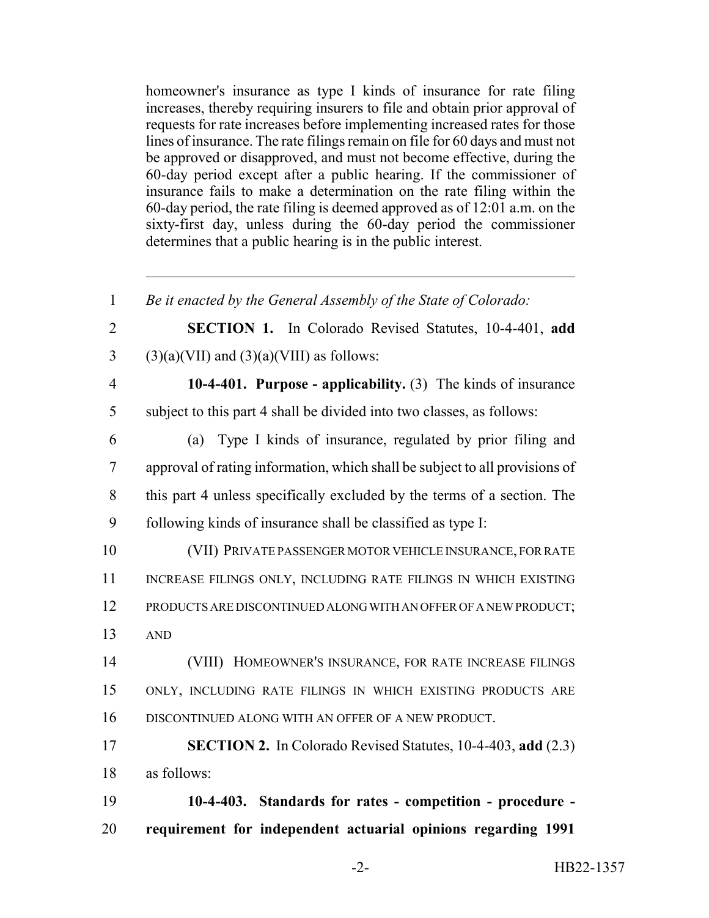homeowner's insurance as type I kinds of insurance for rate filing increases, thereby requiring insurers to file and obtain prior approval of requests for rate increases before implementing increased rates for those lines of insurance. The rate filings remain on file for 60 days and must not be approved or disapproved, and must not become effective, during the 60-day period except after a public hearing. If the commissioner of insurance fails to make a determination on the rate filing within the 60-day period, the rate filing is deemed approved as of 12:01 a.m. on the sixty-first day, unless during the 60-day period the commissioner determines that a public hearing is in the public interest.

---

1 *Be it enacted by the General Assembly of the State of Colorado:*

2 **SECTION 1.** In Colorado Revised Statutes, 10-4-401, **add**
3 (3)(a)(VII) and (3)(a)(VIII) as follows:

4 **10-4-401. Purpose - applicability.** (3) The kinds of insurance
5 subject to this part 4 shall be divided into two classes, as follows:

6 (a) Type I kinds of insurance, regulated by prior filing and
7 approval of rating information, which shall be subject to all provisions of
8 this part 4 unless specifically excluded by the terms of a section. The
9 following kinds of insurance shall be classified as type I:

10 (VII) PRIVATE PASSENGER MOTOR VEHICLE INSURANCE, FOR RATE
11 INCREASE FILINGS ONLY, INCLUDING RATE FILINGS IN WHICH EXISTING
12 PRODUCTS ARE DISCONTINUED ALONG WITH AN OFFER OF A NEW PRODUCT;
13 AND

14 (VIII) HOMEOWNER'S INSURANCE, FOR RATE INCREASE FILINGS
15 ONLY, INCLUDING RATE FILINGS IN WHICH EXISTING PRODUCTS ARE
16 DISCONTINUED ALONG WITH AN OFFER OF A NEW PRODUCT.

17 **SECTION 2.** In Colorado Revised Statutes, 10-4-403, **add** (2.3)
18 as follows:

19 **10-4-403. Standards for rates - competition - procedure -**
20 **requirement for independent actuarial opinions regarding 1991**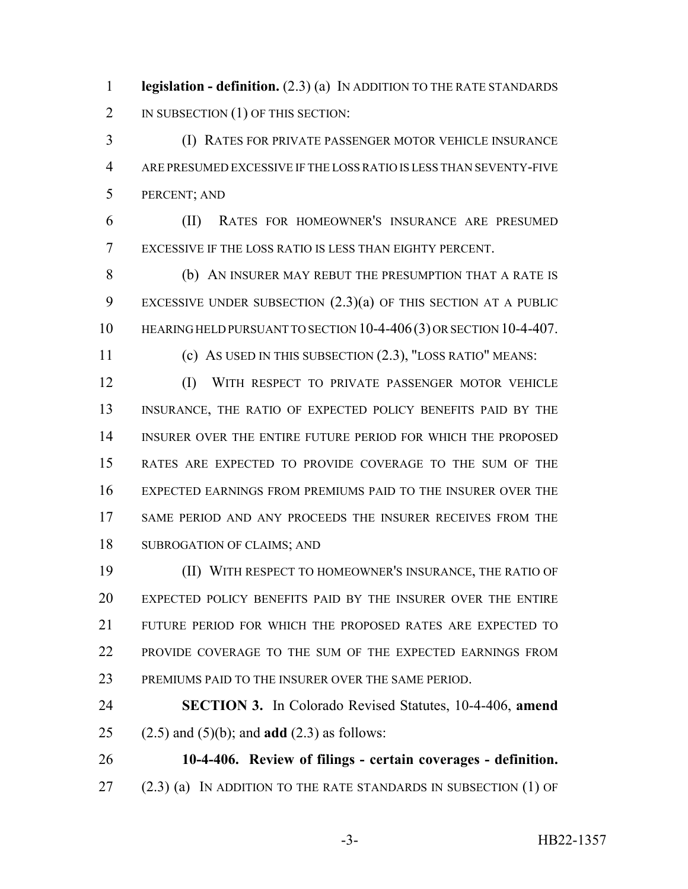**legislation - definition.** (2.3) (a) IN ADDITION TO THE RATE STANDARDS IN SUBSECTION (1) OF THIS SECTION:

(I) RATES FOR PRIVATE PASSENGER MOTOR VEHICLE INSURANCE ARE PRESUMED EXCESSIVE IF THE LOSS RATIO IS LESS THAN SEVENTY-FIVE PERCENT; AND

(II) RATES FOR HOMEOWNER'S INSURANCE ARE PRESUMED EXCESSIVE IF THE LOSS RATIO IS LESS THAN EIGHTY PERCENT.

(b) AN INSURER MAY REBUT THE PRESUMPTION THAT A RATE IS EXCESSIVE UNDER SUBSECTION (2.3)(a) OF THIS SECTION AT A PUBLIC HEARING HELD PURSUANT TO SECTION 10-4-406 (3) OR SECTION 10-4-407.

(c) AS USED IN THIS SUBSECTION (2.3), "LOSS RATIO" MEANS:

(I) WITH RESPECT TO PRIVATE PASSENGER MOTOR VEHICLE INSURANCE, THE RATIO OF EXPECTED POLICY BENEFITS PAID BY THE INSURER OVER THE ENTIRE FUTURE PERIOD FOR WHICH THE PROPOSED RATES ARE EXPECTED TO PROVIDE COVERAGE TO THE SUM OF THE EXPECTED EARNINGS FROM PREMIUMS PAID TO THE INSURER OVER THE SAME PERIOD AND ANY PROCEEDS THE INSURER RECEIVES FROM THE SUBROGATION OF CLAIMS; AND

(II) WITH RESPECT TO HOMEOWNER'S INSURANCE, THE RATIO OF EXPECTED POLICY BENEFITS PAID BY THE INSURER OVER THE ENTIRE FUTURE PERIOD FOR WHICH THE PROPOSED RATES ARE EXPECTED TO PROVIDE COVERAGE TO THE SUM OF THE EXPECTED EARNINGS FROM PREMIUMS PAID TO THE INSURER OVER THE SAME PERIOD.

**SECTION 3.** In Colorado Revised Statutes, 10-4-406, **amend** (2.5) and (5)(b); and **add** (2.3) as follows:

**10-4-406. Review of filings - certain coverages - definition.** (2.3) (a) IN ADDITION TO THE RATE STANDARDS IN SUBSECTION (1) OF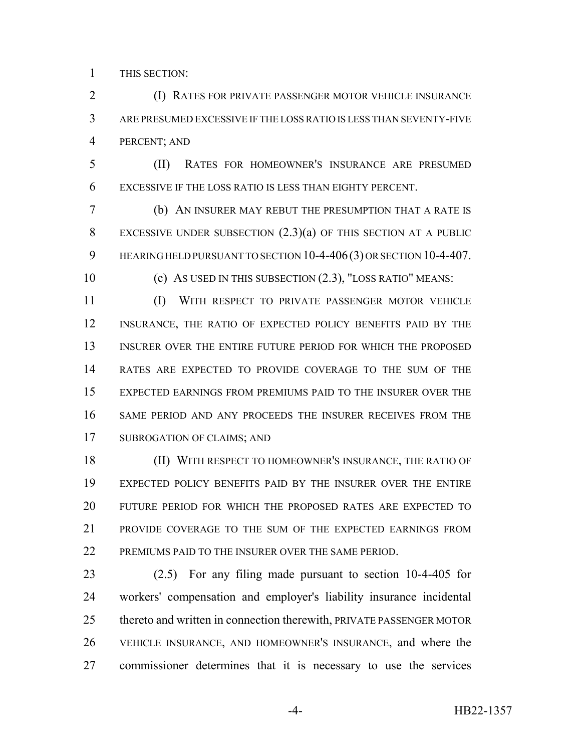THIS SECTION:

(I) RATES FOR PRIVATE PASSENGER MOTOR VEHICLE INSURANCE ARE PRESUMED EXCESSIVE IF THE LOSS RATIO IS LESS THAN SEVENTY-FIVE PERCENT; AND

(II) RATES FOR HOMEOWNER'S INSURANCE ARE PRESUMED EXCESSIVE IF THE LOSS RATIO IS LESS THAN EIGHTY PERCENT.

(b) AN INSURER MAY REBUT THE PRESUMPTION THAT A RATE IS EXCESSIVE UNDER SUBSECTION (2.3)(a) OF THIS SECTION AT A PUBLIC HEARING HELD PURSUANT TO SECTION 10-4-406 (3) OR SECTION 10-4-407.

(c) AS USED IN THIS SUBSECTION (2.3), "LOSS RATIO" MEANS:

(I) WITH RESPECT TO PRIVATE PASSENGER MOTOR VEHICLE INSURANCE, THE RATIO OF EXPECTED POLICY BENEFITS PAID BY THE INSURER OVER THE ENTIRE FUTURE PERIOD FOR WHICH THE PROPOSED RATES ARE EXPECTED TO PROVIDE COVERAGE TO THE SUM OF THE EXPECTED EARNINGS FROM PREMIUMS PAID TO THE INSURER OVER THE SAME PERIOD AND ANY PROCEEDS THE INSURER RECEIVES FROM THE SUBROGATION OF CLAIMS; AND

(II) WITH RESPECT TO HOMEOWNER'S INSURANCE, THE RATIO OF EXPECTED POLICY BENEFITS PAID BY THE INSURER OVER THE ENTIRE FUTURE PERIOD FOR WHICH THE PROPOSED RATES ARE EXPECTED TO PROVIDE COVERAGE TO THE SUM OF THE EXPECTED EARNINGS FROM PREMIUMS PAID TO THE INSURER OVER THE SAME PERIOD.

(2.5) For any filing made pursuant to section 10-4-405 for workers' compensation and employer's liability insurance incidental thereto and written in connection therewith, PRIVATE PASSENGER MOTOR VEHICLE INSURANCE, AND HOMEOWNER'S INSURANCE, and where the commissioner determines that it is necessary to use the services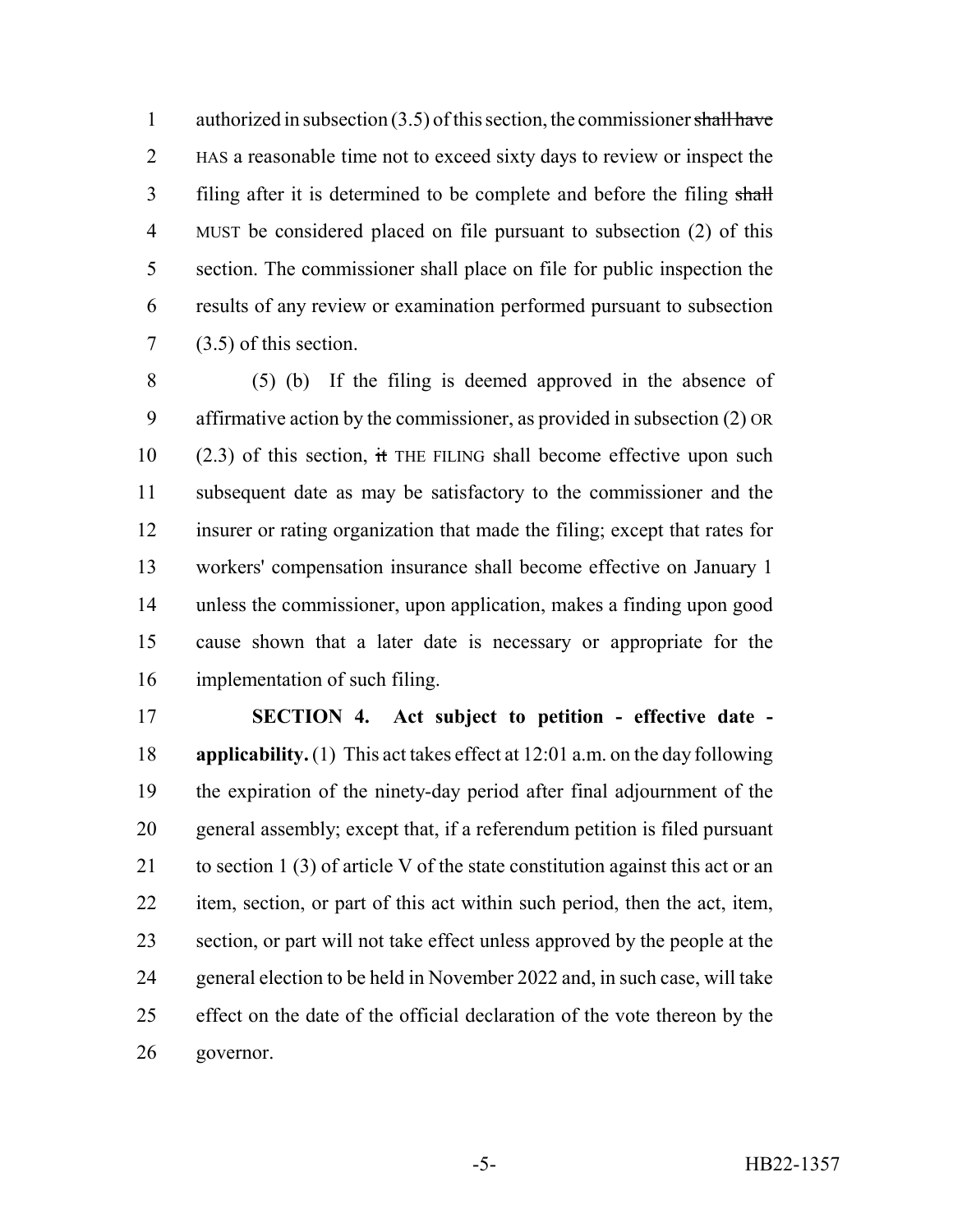authorized in subsection (3.5) of this section, the commissioner ~~shall have~~ HAS a reasonable time not to exceed sixty days to review or inspect the filing after it is determined to be complete and before the filing ~~shall~~ MUST be considered placed on file pursuant to subsection (2) of this section. The commissioner shall place on file for public inspection the results of any review or examination performed pursuant to subsection (3.5) of this section.

(5) (b) If the filing is deemed approved in the absence of affirmative action by the commissioner, as provided in subsection (2) OR (2.3) of this section, ~~it~~ THE FILING shall become effective upon such subsequent date as may be satisfactory to the commissioner and the insurer or rating organization that made the filing; except that rates for workers' compensation insurance shall become effective on January 1 unless the commissioner, upon application, makes a finding upon good cause shown that a later date is necessary or appropriate for the implementation of such filing.

**SECTION 4. Act subject to petition - effective date - applicability.** (1) This act takes effect at 12:01 a.m. on the day following the expiration of the ninety-day period after final adjournment of the general assembly; except that, if a referendum petition is filed pursuant to section 1 (3) of article V of the state constitution against this act or an item, section, or part of this act within such period, then the act, item, section, or part will not take effect unless approved by the people at the general election to be held in November 2022 and, in such case, will take effect on the date of the official declaration of the vote thereon by the governor.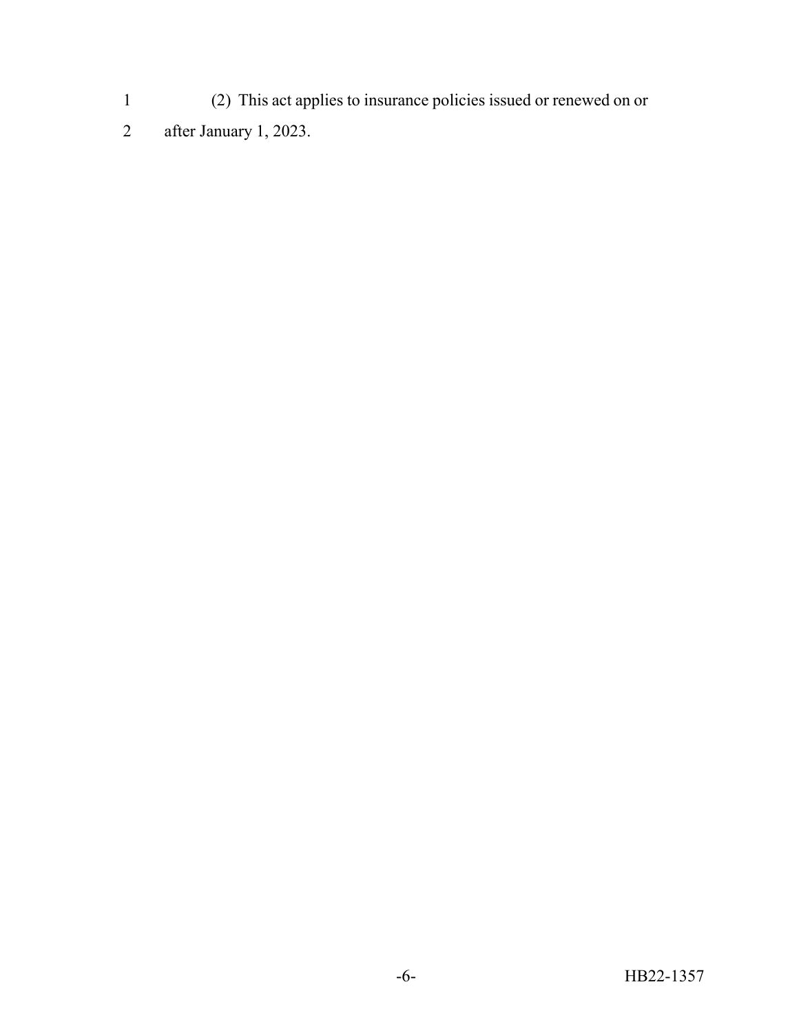(2) This act applies to insurance policies issued or renewed on or after January 1, 2023.